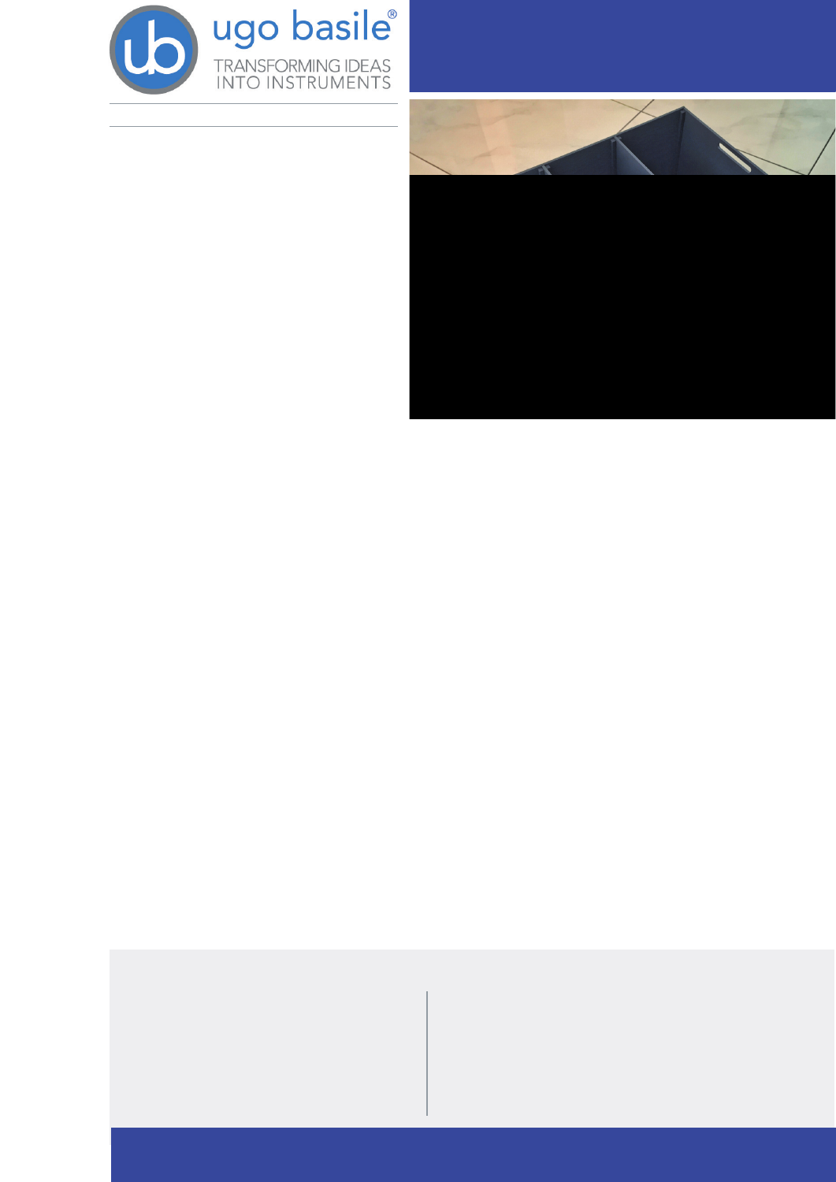ugo basile®

TRANSFORMING IDEAS
INTO INSTRUMENTS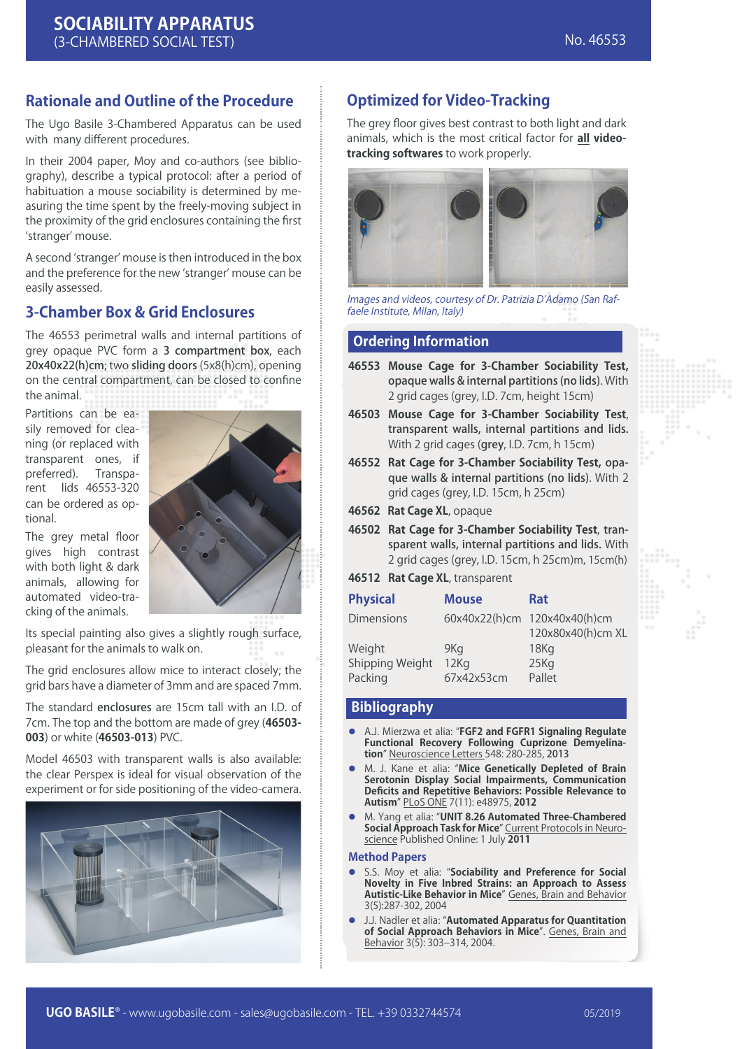# SOCIABILITY APPARATUS
(3-CHAMBERED SOCIAL TEST)

No. 46553

## Rationale and Outline of the Procedure

The Ugo Basile 3-Chambered Apparatus can be used with many different procedures.

In their 2004 paper, Moy and co-authors (see bibliography), describe a typical protocol: after a period of habituation a mouse sociability is determined by measuring the time spent by the freely-moving subject in the proximity of the grid enclosures containing the first 'stranger' mouse.

A second 'stranger' mouse is then introduced in the box and the preference for the new 'stranger' mouse can be easily assessed.

## 3-Chamber Box & Grid Enclosures

The 46553 perimetral walls and internal partitions of grey opaque PVC form a **3 compartment box**, each **20x40x22(h)cm**; two **sliding doors** (5x8(h)cm), opening on the central compartment, can be closed to confine the animal.

Partitions can be easily removed for cleaning (or replaced with transparent ones, if preferred). Transparent lids 46553-320 can be ordered as optional.

The grey metal floor gives high contrast with both light & dark animals, allowing for automated video-tracking of the animals.

Its special painting also gives a slightly rough surface, pleasant for the animals to walk on.

The grid enclosures allow mice to interact closely; the grid bars have a diameter of 3mm and are spaced 7mm.

The standard **enclosures** are 15cm tall with an I.D. of 7cm. The top and the bottom are made of grey (**46503-003**) or white (**46503-013**) PVC.

Model 46503 with transparent walls is also available: the clear Perspex is ideal for visual observation of the experiment or for side positioning of the video-camera.

## Optimized for Video-Tracking

The grey floor gives best contrast to both light and dark animals, which is the most critical factor for **all video-tracking softwares** to work properly.

*Images and videos, courtesy of Dr. Patrizia D'Adamo (San Raffaele Institute, Milan, Italy)*

## Ordering Information

- **46553 Mouse Cage for 3-Chamber Sociability Test, opaque walls & internal partitions (no lids)**. With 2 grid cages (grey, I.D. 7cm, height 15cm)
- **46503 Mouse Cage for 3-Chamber Sociability Test**, **transparent walls, internal partitions and lids.** With 2 grid cages (**grey**, I.D. 7cm, h 15cm)
- **46552 Rat Cage for 3-Chamber Sociability Test,** opaque walls & internal partitions (no lids). With 2 grid cages (grey, I.D. 15cm, h 25cm)
- **46562 Rat Cage XL**, opaque
- **46502 Rat Cage for 3-Chamber Sociability Test**, transparent walls, internal partitions and lids. With 2 grid cages (grey, I.D. 15cm, h 25cm)m, 15cm(h)
- **46512 Rat Cage XL**, transparent

| Physical | Mouse | Rat |
|---|---|---|
| Dimensions | 60x40x22(h)cm | 120x40x40(h)cm<br>120x80x40(h)cm XL |
| Weight | 9Kg | 18Kg |
| Shipping Weight | 12Kg | 25Kg |
| Packing | 67x42x53cm | Pallet |

## Bibliography

- A.J. Mierzwa et alia: "**FGF2 and FGFR1 Signaling Regulate Functional Recovery Following Cuprizone Demyelination**" Neuroscience Letters 548: 280-285, **2013**
- M. J. Kane et alia: "**Mice Genetically Depleted of Brain Serotonin Display Social Impairments, Communication Deficits and Repetitive Behaviors: Possible Relevance to Autism**" PLoS ONE 7(11): e48975, **2012**
- M. Yang et alia: "**UNIT 8.26 Automated Three-Chambered Social Approach Task for Mice**" Current Protocols in Neuroscience Published Online: 1 July **2011**

### Method Papers

- S.S. Moy et alia: "**Sociability and Preference for Social Novelty in Five Inbred Strains: an Approach to Assess Autistic-Like Behavior in Mice**" Genes, Brain and Behavior 3(5):287-302, 2004
- J.J. Nadler et alia: "**Automated Apparatus for Quantitation of Social Approach Behaviors in Mice**". Genes, Brain and Behavior 3(5): 303–314, 2004.

**UGO BASILE®** - www.ugobasile.com - sales@ugobasile.com - TEL. +39 0332744574

05/2019